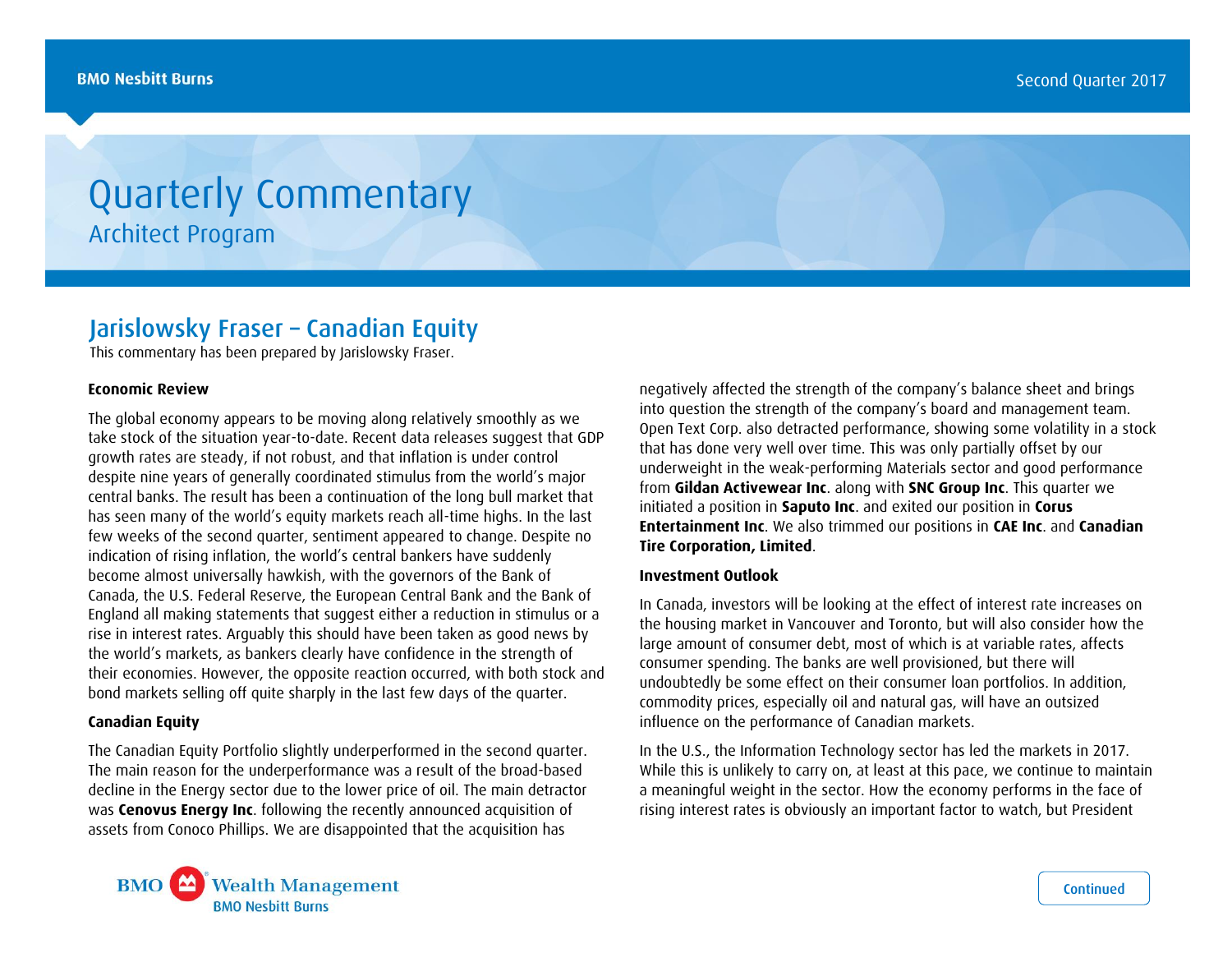# Quarterly Commentary

## Architect Program

## Jarislowsky Fraser – Canadian Equity

This commentary has been prepared by Jarislowsky Fraser.

### Economic Review

The global economy appears to be moving along relatively smoothly as we take stock of the situation year-to-date. Recent data releases suggest that GDP growth rates are steady, if not robust, and that inflation is under control despite nine years of generally coordinated stimulus from the world's major central banks. The result has been a continuation of the long bull market that has seen many of the world's equity markets reach all-time highs. In the last few weeks of the second quarter, sentiment appeared to change. Despite no indication of rising inflation, the world's central bankers have suddenly become almost universally hawkish, with the governors of the Bank of Canada, the U.S. Federal Reserve, the European Central Bank and the Bank of England all making statements that suggest either a reduction in stimulus or a rise in interest rates. Arguably this should have been taken as good news by the world's markets, as bankers clearly have confidence in the strength of their economies. However, the opposite reaction occurred, with both stock and bond markets selling off quite sharply in the last few days of the quarter.

### Canadian Equity

The Canadian Equity Portfolio slightly underperformed in the second quarter. The main reason for the underperformance was a result of the broad-based decline in the Energy sector due to the lower price of oil. The main detractor was **Cenovus Energy Inc** following the recently announced acquisition of assets from Conoco Phillips. We are disappointed that the acquisition has negatively affected the strength of the company's balance sheet and brings into question the strength of the company's board and management team. Open Text Corp. also detracted performance, showing some volatility in a stock that has done very well over time. This was only partially offset by our underweight in the weak-performing Materials sector and good performance from **Gildan Activewear Inc**. along with **SNC Group Inc**. This quarter we initiated a position in **Saputo Inc**. and exited our position in **Corus Entertainment Inc**. We also trimmed our positions in **CAE Inc**. and **Canadian Tire Corporation, Limited**.

### Investment Outlook

In Canada, investors will be looking at the effect of interest rate increases on the housing market in Vancouver and Toronto, but will also consider how the large amount of consumer debt, most of which is at variable rates, affects consumer spending. The banks are well provisioned, but there will undoubtedly be some effect on their consumer loan portfolios. In addition, commodity prices, especially oil and natural gas, will have an outsized influence on the performance of Canadian markets.

In the U.S., the Information Technology sector has led the markets in 2017. While this is unlikely to carry on, at least at this pace, we continue to maintain a meaningful weight in the sector. How the economy performs in the face of rising interest rates is obviously an important factor to watch, but President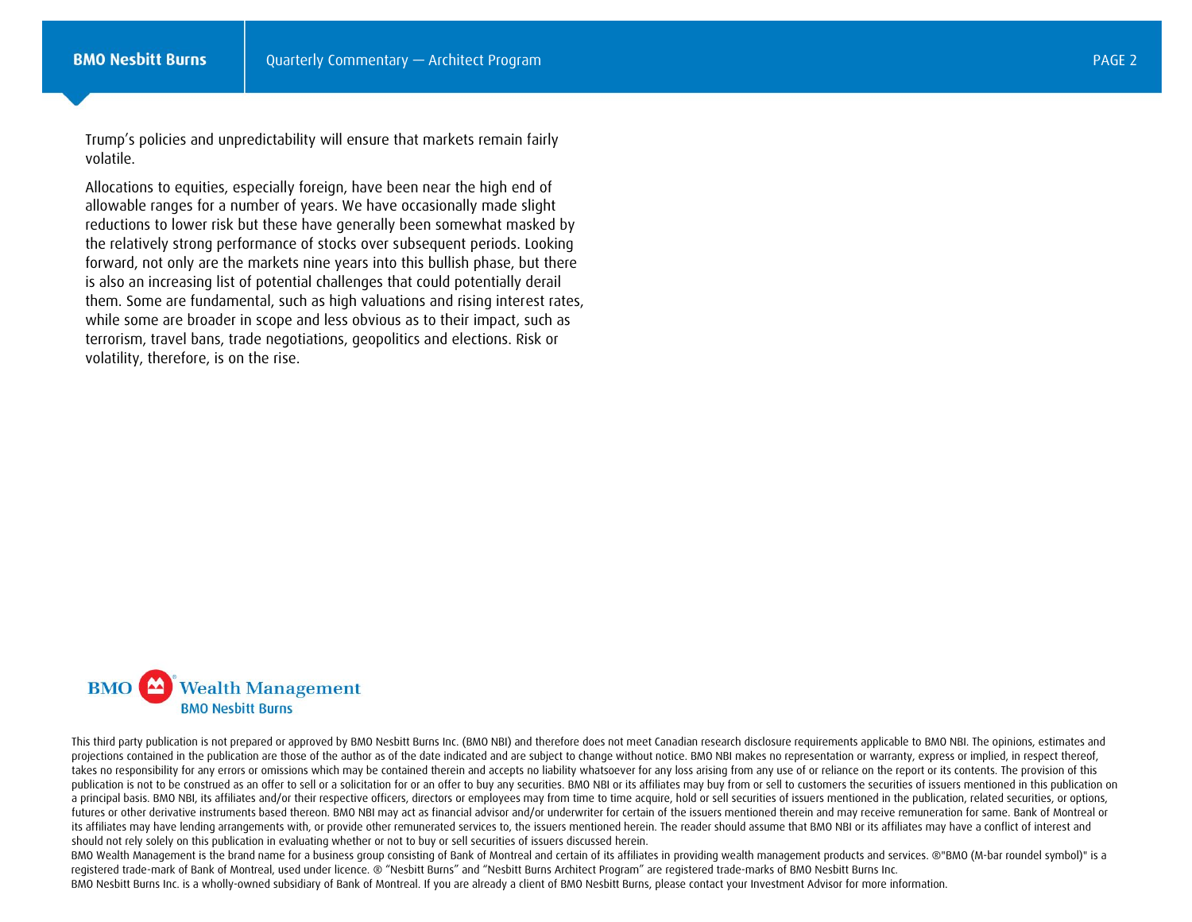Trump's policies and unpredictability will ensure that markets remain fairly volatile.

Allocations to equities, especially foreign, have been near the high end of allowable ranges for a number of years. We have occasionally made slight reductions to lower risk but these have generally been somewhat masked by the relatively strong performance of stocks over subsequent periods. Looking forward, not only are the markets nine years into this bullish phase, but there is also an increasing list of potential challenges that could potentially derail them. Some are fundamental, such as high valuations and rising interest rates, while some are broader in scope and less obvious as to their impact, such as terrorism, travel bans, trade negotiations, geopolitics and elections. Risk or volatility, therefore, is on the rise.

BMO Wealth Management
BMO Nesbitt Burns

This third party publication is not prepared or approved by BMO Nesbitt Burns Inc. (BMO NBI) and therefore does not meet Canadian research disclosure requirements applicable to BMO NBI. The opinions, estimates and projections contained in the publication are those of the author as of the date indicated and are subject to change without notice. BMO NBI makes no representation or warranty, express or implied, in respect thereof, takes no responsibility for any errors or omissions which may be contained therein and accepts no liability whatsoever for any loss arising from any use of or reliance on the report or its contents. The provision of this publication is not to be construed as an offer to sell or a solicitation for or an offer to buy any securities. BMO NBI or its affiliates may buy from or sell to customers the securities of issuers mentioned in this publication on a principal basis. BMO NBI, its affiliates and/or their respective officers, directors or employees may from time to time acquire, hold or sell securities of issuers mentioned in the publication, related securities, or options, futures or other derivative instruments based thereon. BMO NBI may act as financial advisor and/or underwriter for certain of the issuers mentioned therein and may receive remuneration for same. Bank of Montreal or its affiliates may have lending arrangements with, or provide other remunerated services to, the issuers mentioned herein. The reader should assume that BMO NBI or its affiliates may have a conflict of interest and should not rely solely on this publication in evaluating whether or not to buy or sell securities of issuers discussed herein.
BMO Wealth Management is the brand name for a business group consisting of Bank of Montreal and certain of its affiliates in providing wealth management products and services. ®"BMO (M-bar roundel symbol)" is a registered trade-mark of Bank of Montreal, used under licence. ® "Nesbitt Burns" and "Nesbitt Burns Architect Program" are registered trade-marks of BMO Nesbitt Burns Inc.
BMO Nesbitt Burns Inc. is a wholly-owned subsidiary of Bank of Montreal. If you are already a client of BMO Nesbitt Burns, please contact your Investment Advisor for more information.